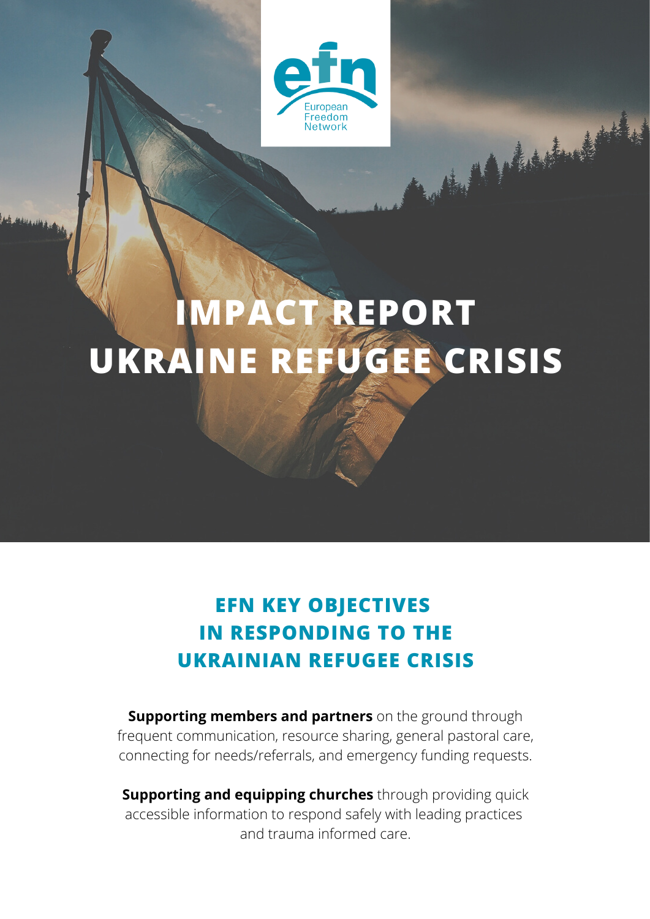efn
European Freedom Network

# IMPACT REPORT UKRAINE REFUGEE CRISIS

## EFN KEY OBJECTIVES IN RESPONDING TO THE UKRAINIAN REFUGEE CRISIS

**Supporting members and partners** on the ground through frequent communication, resource sharing, general pastoral care, connecting for needs/referrals, and emergency funding requests.

**Supporting and equipping churches** through providing quick accessible information to respond safely with leading practices and trauma informed care.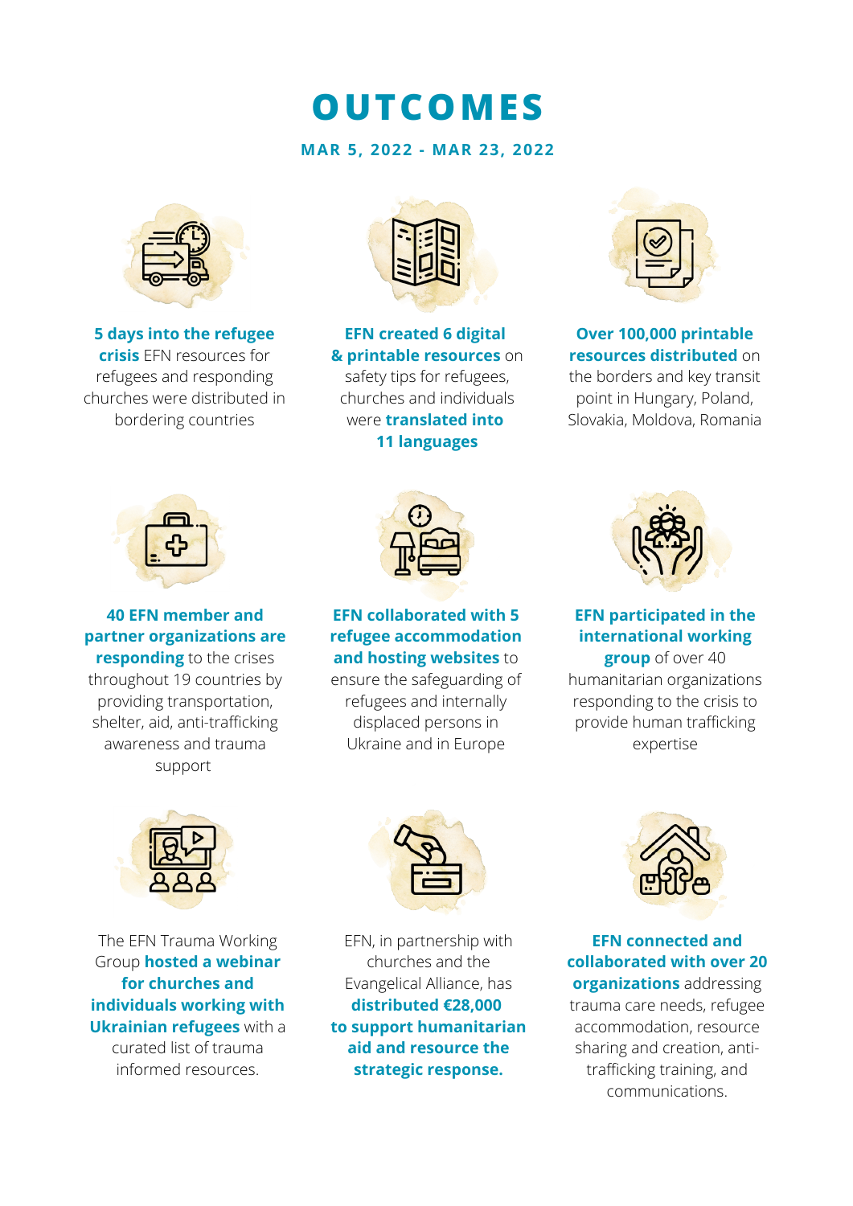# OUTCOMES

**MAR 5, 2022 - MAR 23, 2022**

**5 days into the refugee crisis** EFN resources for refugees and responding churches were distributed in bordering countries

**EFN created 6 digital & printable resources** on safety tips for refugees, churches and individuals were **translated into 11 languages**

**Over 100,000 printable resources distributed** on the borders and key transit point in Hungary, Poland, Slovakia, Moldova, Romania

**40 EFN member and partner organizations are responding** to the crises throughout 19 countries by providing transportation, shelter, aid, anti-trafficking awareness and trauma support

**EFN collaborated with 5 refugee accommodation and hosting websites** to ensure the safeguarding of refugees and internally displaced persons in Ukraine and in Europe

**EFN participated in the international working group** of over 40 humanitarian organizations responding to the crisis to provide human trafficking expertise

The EFN Trauma Working Group **hosted a webinar for churches and individuals working with Ukrainian refugees** with a curated list of trauma informed resources.

EFN, in partnership with churches and the Evangelical Alliance, has **distributed €28,000 to support humanitarian aid and resource the strategic response.**

**EFN connected and collaborated with over 20 organizations** addressing trauma care needs, refugee accommodation, resource sharing and creation, anti-trafficking training, and communications.